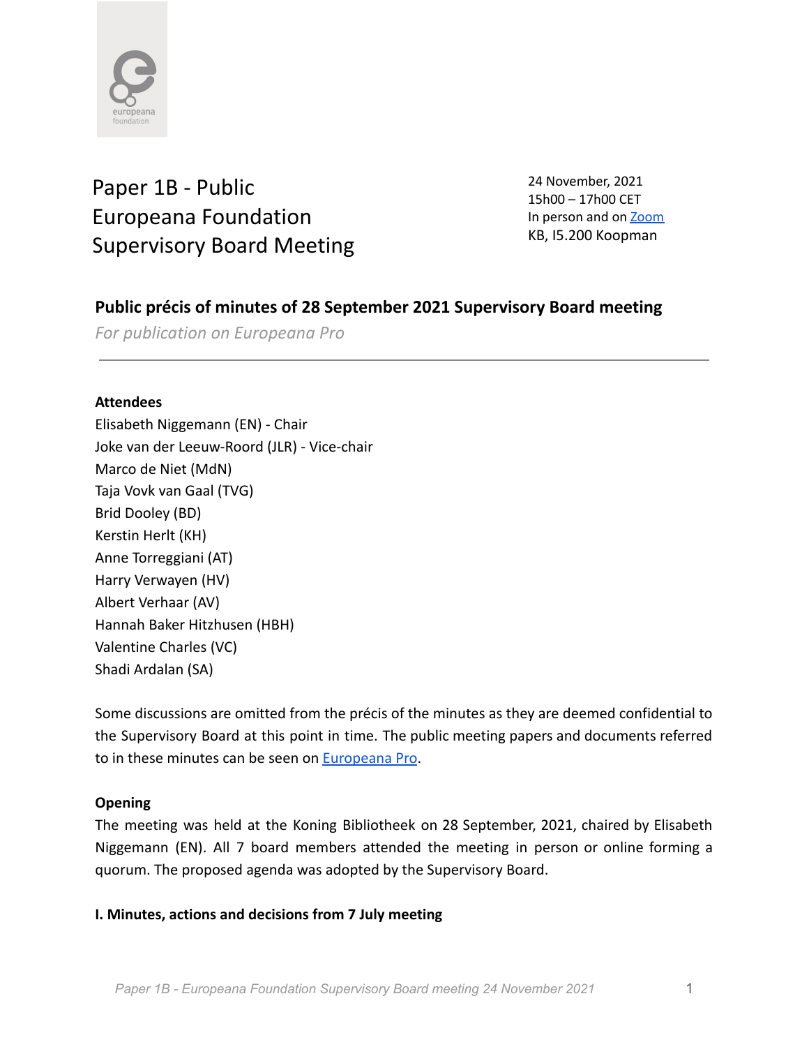# Paper 1B - Public Europeana Foundation Supervisory Board Meeting

24 November, 2021
15h00 – 17h00 CET
In person and on Zoom
KB, I5.200 Koopman

## Public précis of minutes of 28 September 2021 Supervisory Board meeting

*For publication on Europeana Pro*

---

**Attendees**

Elisabeth Niggemann (EN) - Chair
Joke van der Leeuw-Roord (JLR) - Vice-chair
Marco de Niet (MdN)
Taja Vovk van Gaal (TVG)
Brid Dooley (BD)
Kerstin Herlt (KH)
Anne Torreggiani (AT)
Harry Verwayen (HV)
Albert Verhaar (AV)
Hannah Baker Hitzhusen (HBH)
Valentine Charles (VC)
Shadi Ardalan (SA)

Some discussions are omitted from the précis of the minutes as they are deemed confidential to the Supervisory Board at this point in time. The public meeting papers and documents referred to in these minutes can be seen on Europeana Pro.

**Opening**

The meeting was held at the Koning Bibliotheek on 28 September, 2021, chaired by Elisabeth Niggemann (EN). All 7 board members attended the meeting in person or online forming a quorum. The proposed agenda was adopted by the Supervisory Board.

**I. Minutes, actions and decisions from 7 July meeting**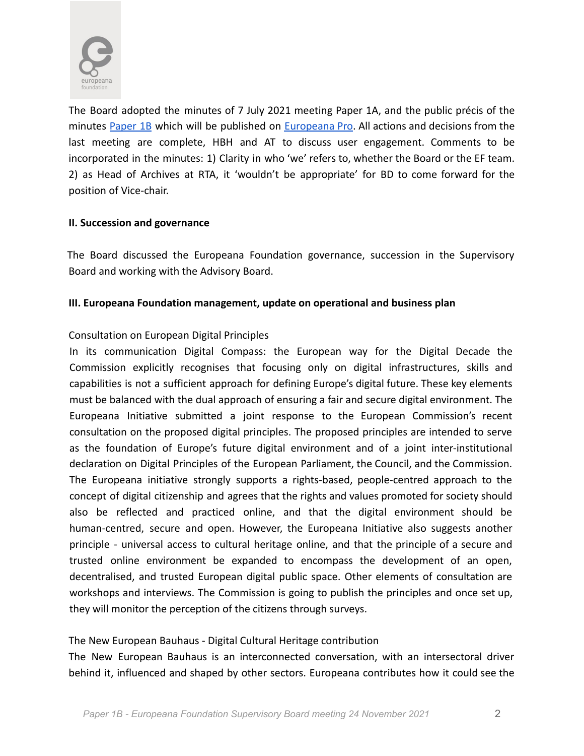The Board adopted the minutes of 7 July 2021 meeting Paper 1A, and the public précis of the minutes [Paper 1B](#) which will be published on [Europeana Pro](#). All actions and decisions from the last meeting are complete, HBH and AT to discuss user engagement. Comments to be incorporated in the minutes: 1) Clarity in who 'we' refers to, whether the Board or the EF team. 2) as Head of Archives at RTA, it 'wouldn't be appropriate' for BD to come forward for the position of Vice-chair.

**II. Succession and governance**

The Board discussed the Europeana Foundation governance, succession in the Supervisory Board and working with the Advisory Board.

**III. Europeana Foundation management, update on operational and business plan**

Consultation on European Digital Principles

In its communication Digital Compass: the European way for the Digital Decade the Commission explicitly recognises that focusing only on digital infrastructures, skills and capabilities is not a sufficient approach for defining Europe's digital future. These key elements must be balanced with the dual approach of ensuring a fair and secure digital environment. The Europeana Initiative submitted a joint response to the European Commission's recent consultation on the proposed digital principles. The proposed principles are intended to serve as the foundation of Europe's future digital environment and of a joint inter-institutional declaration on Digital Principles of the European Parliament, the Council, and the Commission. The Europeana initiative strongly supports a rights-based, people-centred approach to the concept of digital citizenship and agrees that the rights and values promoted for society should also be reflected and practiced online, and that the digital environment should be human-centred, secure and open. However, the Europeana Initiative also suggests another principle - universal access to cultural heritage online, and that the principle of a secure and trusted online environment be expanded to encompass the development of an open, decentralised, and trusted European digital public space. Other elements of consultation are workshops and interviews. The Commission is going to publish the principles and once set up, they will monitor the perception of the citizens through surveys.

The New European Bauhaus - Digital Cultural Heritage contribution

The New European Bauhaus is an interconnected conversation, with an intersectoral driver behind it, influenced and shaped by other sectors. Europeana contributes how it could see the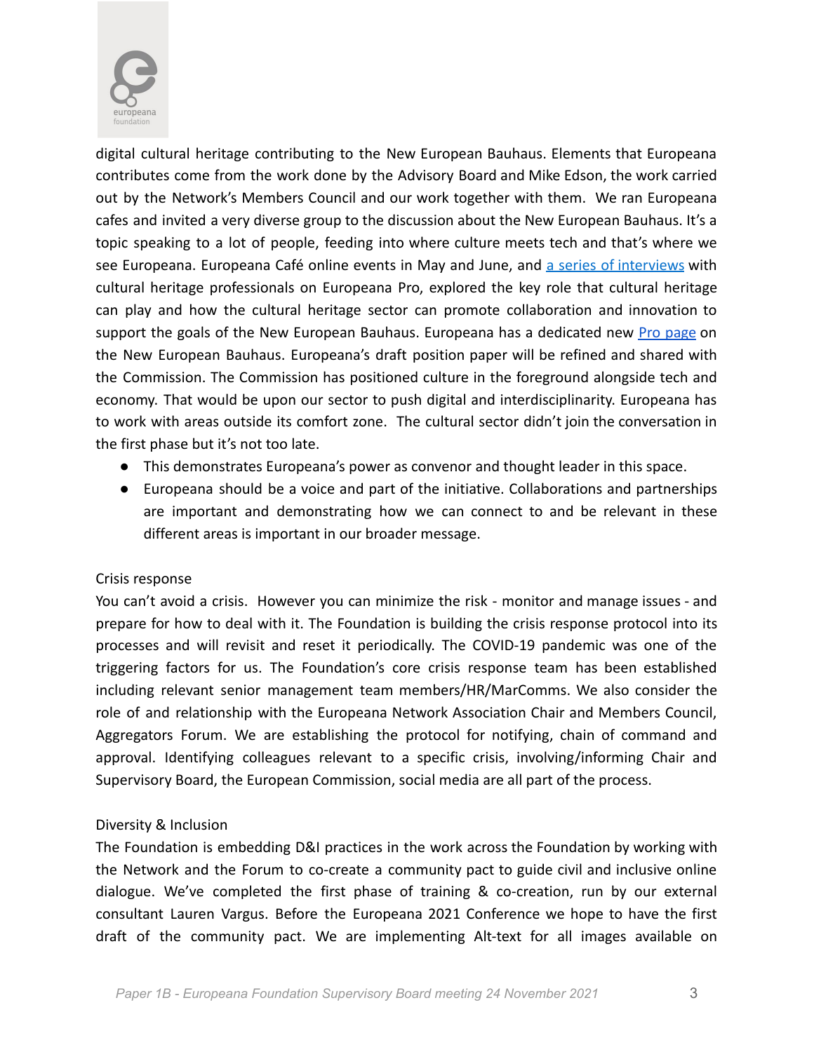digital cultural heritage contributing to the New European Bauhaus. Elements that Europeana contributes come from the work done by the Advisory Board and Mike Edson, the work carried out by the Network's Members Council and our work together with them. We ran Europeana cafes and invited a very diverse group to the discussion about the New European Bauhaus. It's a topic speaking to a lot of people, feeding into where culture meets tech and that's where we see Europeana. Europeana Café online events in May and June, and [a series of interviews]() with cultural heritage professionals on Europeana Pro, explored the key role that cultural heritage can play and how the cultural heritage sector can promote collaboration and innovation to support the goals of the New European Bauhaus. Europeana has a dedicated new [Pro page]() on the New European Bauhaus. Europeana's draft position paper will be refined and shared with the Commission. The Commission has positioned culture in the foreground alongside tech and economy. That would be upon our sector to push digital and interdisciplinarity. Europeana has to work with areas outside its comfort zone. The cultural sector didn't join the conversation in the first phase but it's not too late.

- This demonstrates Europeana's power as convenor and thought leader in this space.
- Europeana should be a voice and part of the initiative. Collaborations and partnerships are important and demonstrating how we can connect to and be relevant in these different areas is important in our broader message.

Crisis response

You can't avoid a crisis. However you can minimize the risk - monitor and manage issues - and prepare for how to deal with it. The Foundation is building the crisis response protocol into its processes and will revisit and reset it periodically. The COVID-19 pandemic was one of the triggering factors for us. The Foundation's core crisis response team has been established including relevant senior management team members/HR/MarComms. We also consider the role of and relationship with the Europeana Network Association Chair and Members Council, Aggregators Forum. We are establishing the protocol for notifying, chain of command and approval. Identifying colleagues relevant to a specific crisis, involving/informing Chair and Supervisory Board, the European Commission, social media are all part of the process.

Diversity & Inclusion

The Foundation is embedding D&I practices in the work across the Foundation by working with the Network and the Forum to co-create a community pact to guide civil and inclusive online dialogue. We've completed the first phase of training & co-creation, run by our external consultant Lauren Vargus. Before the Europeana 2021 Conference we hope to have the first draft of the community pact. We are implementing Alt-text for all images available on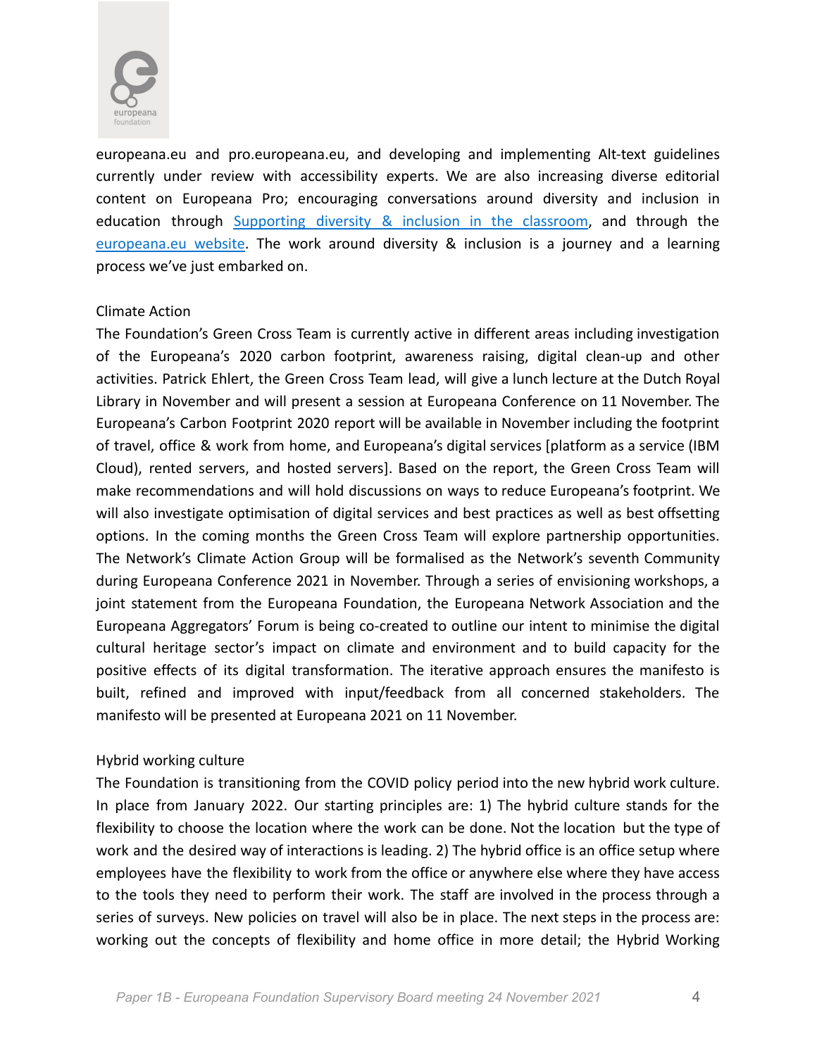europeana.eu and pro.europeana.eu, and developing and implementing Alt-text guidelines currently under review with accessibility experts. We are also increasing diverse editorial content on Europeana Pro; encouraging conversations around diversity and inclusion in education through [Supporting diversity & inclusion in the classroom](), and through the [europeana.eu website](). The work around diversity & inclusion is a journey and a learning process we've just embarked on.

### Climate Action

The Foundation's Green Cross Team is currently active in different areas including investigation of the Europeana's 2020 carbon footprint, awareness raising, digital clean-up and other activities. Patrick Ehlert, the Green Cross Team lead, will give a lunch lecture at the Dutch Royal Library in November and will present a session at Europeana Conference on 11 November. The Europeana's Carbon Footprint 2020 report will be available in November including the footprint of travel, office & work from home, and Europeana's digital services [platform as a service (IBM Cloud), rented servers, and hosted servers]. Based on the report, the Green Cross Team will make recommendations and will hold discussions on ways to reduce Europeana's footprint. We will also investigate optimisation of digital services and best practices as well as best offsetting options. In the coming months the Green Cross Team will explore partnership opportunities. The Network's Climate Action Group will be formalised as the Network's seventh Community during Europeana Conference 2021 in November. Through a series of envisioning workshops, a joint statement from the Europeana Foundation, the Europeana Network Association and the Europeana Aggregators' Forum is being co-created to outline our intent to minimise the digital cultural heritage sector's impact on climate and environment and to build capacity for the positive effects of its digital transformation. The iterative approach ensures the manifesto is built, refined and improved with input/feedback from all concerned stakeholders. The manifesto will be presented at Europeana 2021 on 11 November.

### Hybrid working culture

The Foundation is transitioning from the COVID policy period into the new hybrid work culture. In place from January 2022. Our starting principles are: 1) The hybrid culture stands for the flexibility to choose the location where the work can be done. Not the location but the type of work and the desired way of interactions is leading. 2) The hybrid office is an office setup where employees have the flexibility to work from the office or anywhere else where they have access to the tools they need to perform their work. The staff are involved in the process through a series of surveys. New policies on travel will also be in place. The next steps in the process are: working out the concepts of flexibility and home office in more detail; the Hybrid Working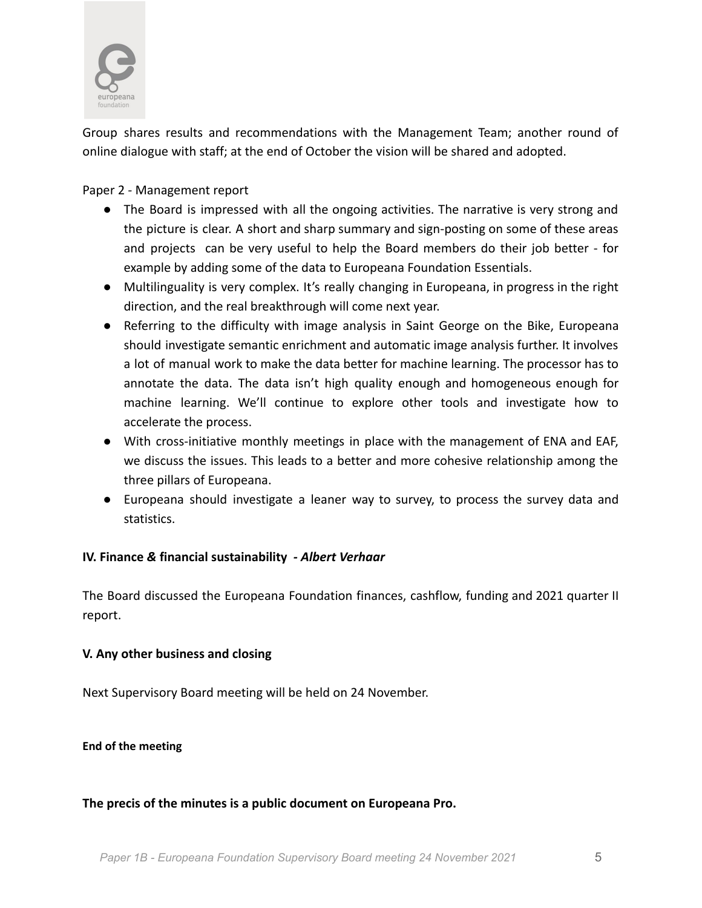Group shares results and recommendations with the Management Team; another round of online dialogue with staff; at the end of October the vision will be shared and adopted.

Paper 2 - Management report

- The Board is impressed with all the ongoing activities. The narrative is very strong and the picture is clear. A short and sharp summary and sign-posting on some of these areas and projects can be very useful to help the Board members do their job better - for example by adding some of the data to Europeana Foundation Essentials.
- Multilinguality is very complex. It's really changing in Europeana, in progress in the right direction, and the real breakthrough will come next year.
- Referring to the difficulty with image analysis in Saint George on the Bike, Europeana should investigate semantic enrichment and automatic image analysis further. It involves a lot of manual work to make the data better for machine learning. The processor has to annotate the data. The data isn't high quality enough and homogeneous enough for machine learning. We'll continue to explore other tools and investigate how to accelerate the process.
- With cross-initiative monthly meetings in place with the management of ENA and EAF, we discuss the issues. This leads to a better and more cohesive relationship among the three pillars of Europeana.
- Europeana should investigate a leaner way to survey, to process the survey data and statistics.

**IV. Finance & financial sustainability - *Albert Verhaar***

The Board discussed the Europeana Foundation finances, cashflow, funding and 2021 quarter II report.

**V. Any other business and closing**

Next Supervisory Board meeting will be held on 24 November.

**End of the meeting**

**The precis of the minutes is a public document on Europeana Pro.**